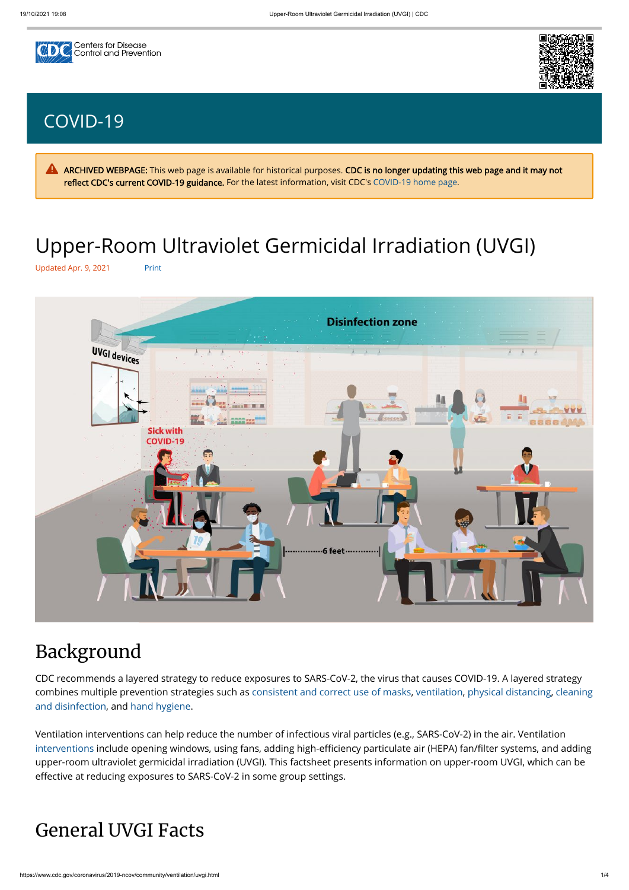COVID-19

**ARCHIVED WEBPAGE:** This web page is available for historical purposes. **CDC is no longer updating this web page and it may not reflect CDC's current COVID-19 guidance.** For the latest information, visit CDC's COVID-19 home page.

# Upper-Room Ultraviolet Germicidal Irradiation (UVGI)

Updated Apr. 9, 2021

## Background

CDC recommends a layered strategy to reduce exposures to SARS-CoV-2, the virus that causes COVID-19. A layered strategy combines multiple prevention strategies such as consistent and correct use of masks, ventilation, physical distancing, cleaning and disinfection, and hand hygiene.

Ventilation interventions can help reduce the number of infectious viral particles (e.g., SARS-CoV-2) in the air. Ventilation interventions include opening windows, using fans, adding high-efficiency particulate air (HEPA) fan/filter systems, and adding upper-room ultraviolet germicidal irradiation (UVGI). This factsheet presents information on upper-room UVGI, which can be effective at reducing exposures to SARS-CoV-2 in some group settings.

## General UVGI Facts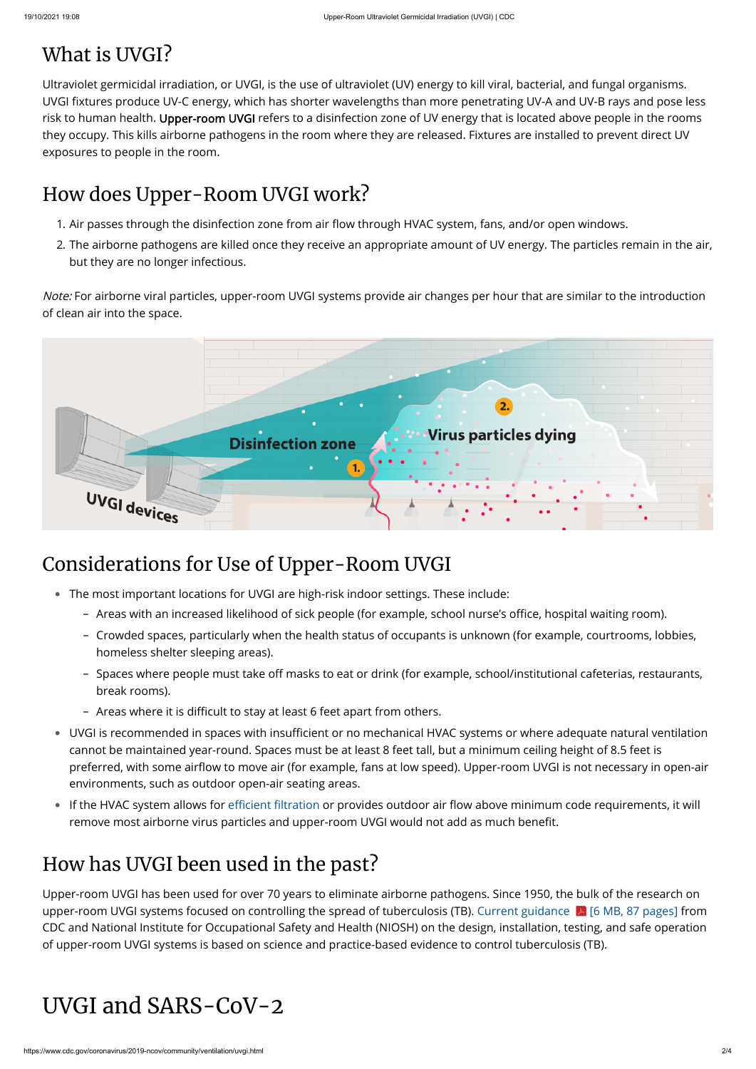# What is UVGI?

Ultraviolet germicidal irradiation, or UVGI, is the use of ultraviolet (UV) energy to kill viral, bacterial, and fungal organisms. UVGI fixtures produce UV-C energy, which has shorter wavelengths than more penetrating UV-A and UV-B rays and pose less risk to human health. **Upper-room UVGI** refers to a disinfection zone of UV energy that is located above people in the rooms they occupy. This kills airborne pathogens in the room where they are released. Fixtures are installed to prevent direct UV exposures to people in the room.

# How does Upper-Room UVGI work?

1. Air passes through the disinfection zone from air flow through HVAC system, fans, and/or open windows.
2. The airborne pathogens are killed once they receive an appropriate amount of UV energy. The particles remain in the air, but they are no longer infectious.

*Note:* For airborne viral particles, upper-room UVGI systems provide air changes per hour that are similar to the introduction of clean air into the space.

UVGI devices

Disinfection zone

1.

2.

Virus particles dying

# Considerations for Use of Upper-Room UVGI

- The most important locations for UVGI are high-risk indoor settings. These include:
  - Areas with an increased likelihood of sick people (for example, school nurse's office, hospital waiting room).
  - Crowded spaces, particularly when the health status of occupants is unknown (for example, courtrooms, lobbies, homeless shelter sleeping areas).
  - Spaces where people must take off masks to eat or drink (for example, school/institutional cafeterias, restaurants, break rooms).
  - Areas where it is difficult to stay at least 6 feet apart from others.
- UVGI is recommended in spaces with insufficient or no mechanical HVAC systems or where adequate natural ventilation cannot be maintained year-round. Spaces must be at least 8 feet tall, but a minimum ceiling height of 8.5 feet is preferred, with some airflow to move air (for example, fans at low speed). Upper-room UVGI is not necessary in open-air environments, such as outdoor open-air seating areas.
- If the HVAC system allows for efficient filtration or provides outdoor air flow above minimum code requirements, it will remove most airborne virus particles and upper-room UVGI would not add as much benefit.

# How has UVGI been used in the past?

Upper-room UVGI has been used for over 70 years to eliminate airborne pathogens. Since 1950, the bulk of the research on upper-room UVGI systems focused on controlling the spread of tuberculosis (TB). Current guidance [6 MB, 87 pages] from CDC and National Institute for Occupational Safety and Health (NIOSH) on the design, installation, testing, and safe operation of upper-room UVGI systems is based on science and practice-based evidence to control tuberculosis (TB).

# UVGI and SARS-CoV-2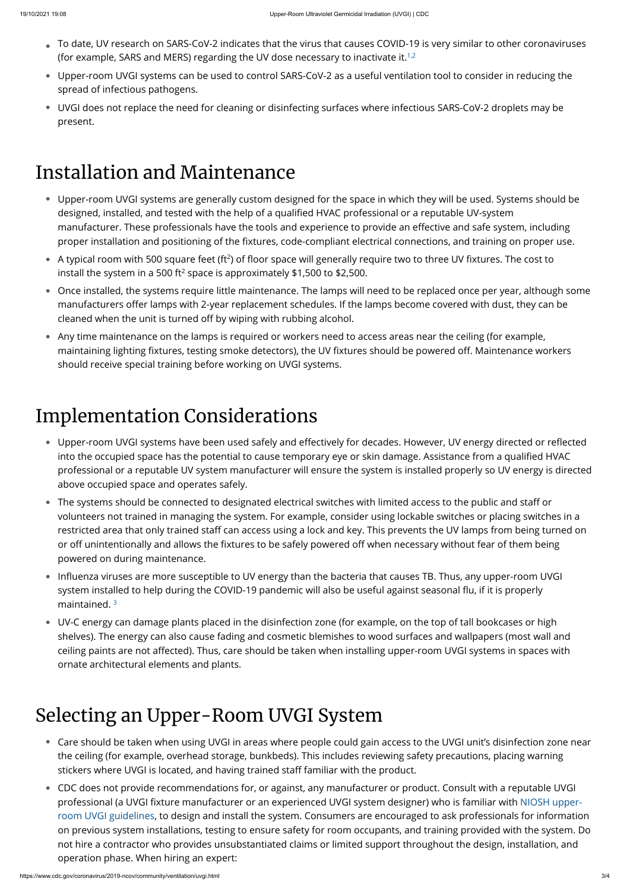- To date, UV research on SARS-CoV-2 indicates that the virus that causes COVID-19 is very similar to other coronaviruses (for example, SARS and MERS) regarding the UV dose necessary to inactivate it.[1,2]
- Upper-room UVGI systems can be used to control SARS-CoV-2 as a useful ventilation tool to consider in reducing the spread of infectious pathogens.
- UVGI does not replace the need for cleaning or disinfecting surfaces where infectious SARS-CoV-2 droplets may be present.

## Installation and Maintenance

- Upper-room UVGI systems are generally custom designed for the space in which they will be used. Systems should be designed, installed, and tested with the help of a qualified HVAC professional or a reputable UV-system manufacturer. These professionals have the tools and experience to provide an effective and safe system, including proper installation and positioning of the fixtures, code-compliant electrical connections, and training on proper use.
- A typical room with 500 square feet ($ft^2$) of floor space will generally require two to three UV fixtures. The cost to install the system in a 500 $ft^2$ space is approximately $1,500 to $2,500.
- Once installed, the systems require little maintenance. The lamps will need to be replaced once per year, although some manufacturers offer lamps with 2-year replacement schedules. If the lamps become covered with dust, they can be cleaned when the unit is turned off by wiping with rubbing alcohol.
- Any time maintenance on the lamps is required or workers need to access areas near the ceiling (for example, maintaining lighting fixtures, testing smoke detectors), the UV fixtures should be powered off. Maintenance workers should receive special training before working on UVGI systems.

## Implementation Considerations

- Upper-room UVGI systems have been used safely and effectively for decades. However, UV energy directed or reflected into the occupied space has the potential to cause temporary eye or skin damage. Assistance from a qualified HVAC professional or a reputable UV system manufacturer will ensure the system is installed properly so UV energy is directed above occupied space and operates safely.
- The systems should be connected to designated electrical switches with limited access to the public and staff or volunteers not trained in managing the system. For example, consider using lockable switches or placing switches in a restricted area that only trained staff can access using a lock and key. This prevents the UV lamps from being turned on or off unintentionally and allows the fixtures to be safely powered off when necessary without fear of them being powered on during maintenance.
- Influenza viruses are more susceptible to UV energy than the bacteria that causes TB. Thus, any upper-room UVGI system installed to help during the COVID-19 pandemic will also be useful against seasonal flu, if it is properly maintained. [3]
- UV-C energy can damage plants placed in the disinfection zone (for example, on the top of tall bookcases or high shelves). The energy can also cause fading and cosmetic blemishes to wood surfaces and wallpapers (most wall and ceiling paints are not affected). Thus, care should be taken when installing upper-room UVGI systems in spaces with ornate architectural elements and plants.

## Selecting an Upper-Room UVGI System

- Care should be taken when using UVGI in areas where people could gain access to the UVGI unit's disinfection zone near the ceiling (for example, overhead storage, bunkbeds). This includes reviewing safety precautions, placing warning stickers where UVGI is located, and having trained staff familiar with the product.
- CDC does not provide recommendations for, or against, any manufacturer or product. Consult with a reputable UVGI professional (a UVGI fixture manufacturer or an experienced UVGI system designer) who is familiar with NIOSH upper-room UVGI guidelines, to design and install the system. Consumers are encouraged to ask professionals for information on previous system installations, testing to ensure safety for room occupants, and training provided with the system. Do not hire a contractor who provides unsubstantiated claims or limited support throughout the design, installation, and operation phase. When hiring an expert: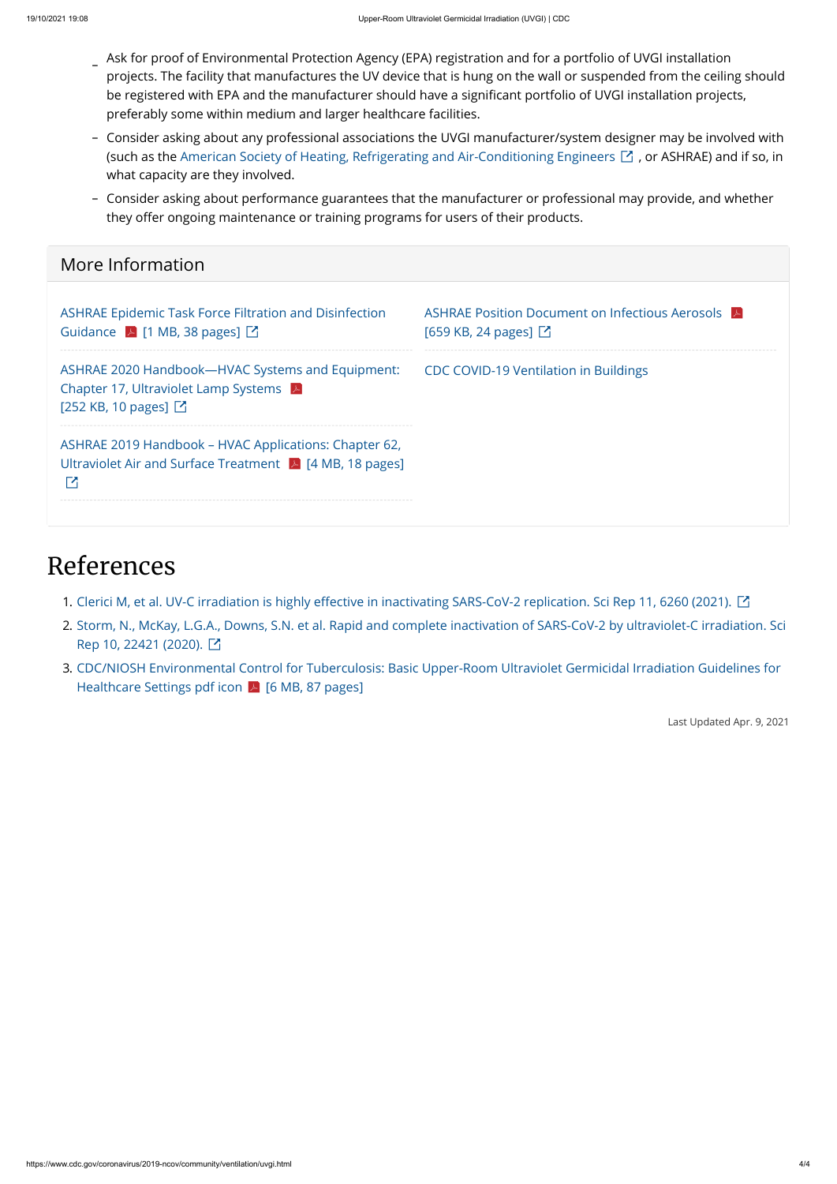- Ask for proof of Environmental Protection Agency (EPA) registration and for a portfolio of UVGI installation projects. The facility that manufactures the UV device that is hung on the wall or suspended from the ceiling should be registered with EPA and the manufacturer should have a significant portfolio of UVGI installation projects, preferably some within medium and larger healthcare facilities.
- Consider asking about any professional associations the UVGI manufacturer/system designer may be involved with (such as the American Society of Heating, Refrigerating and Air-Conditioning Engineers, or ASHRAE) and if so, in what capacity are they involved.
- Consider asking about performance guarantees that the manufacturer or professional may provide, and whether they offer ongoing maintenance or training programs for users of their products.

## More Information

- ASHRAE Epidemic Task Force Filtration and Disinfection Guidance [1 MB, 38 pages]
- ASHRAE 2020 Handbook—HVAC Systems and Equipment: Chapter 17, Ultraviolet Lamp Systems [252 KB, 10 pages]
- ASHRAE 2019 Handbook – HVAC Applications: Chapter 62, Ultraviolet Air and Surface Treatment [4 MB, 18 pages]
- ASHRAE Position Document on Infectious Aerosols [659 KB, 24 pages]
- CDC COVID-19 Ventilation in Buildings

# References

1. Clerici M, et al. UV-C irradiation is highly effective in inactivating SARS-CoV-2 replication. Sci Rep 11, 6260 (2021).
2. Storm, N., McKay, L.G.A., Downs, S.N. et al. Rapid and complete inactivation of SARS-CoV-2 by ultraviolet-C irradiation. Sci Rep 10, 22421 (2020).
3. CDC/NIOSH Environmental Control for Tuberculosis: Basic Upper-Room Ultraviolet Germicidal Irradiation Guidelines for Healthcare Settings pdf icon [6 MB, 87 pages]

Last Updated Apr. 9, 2021